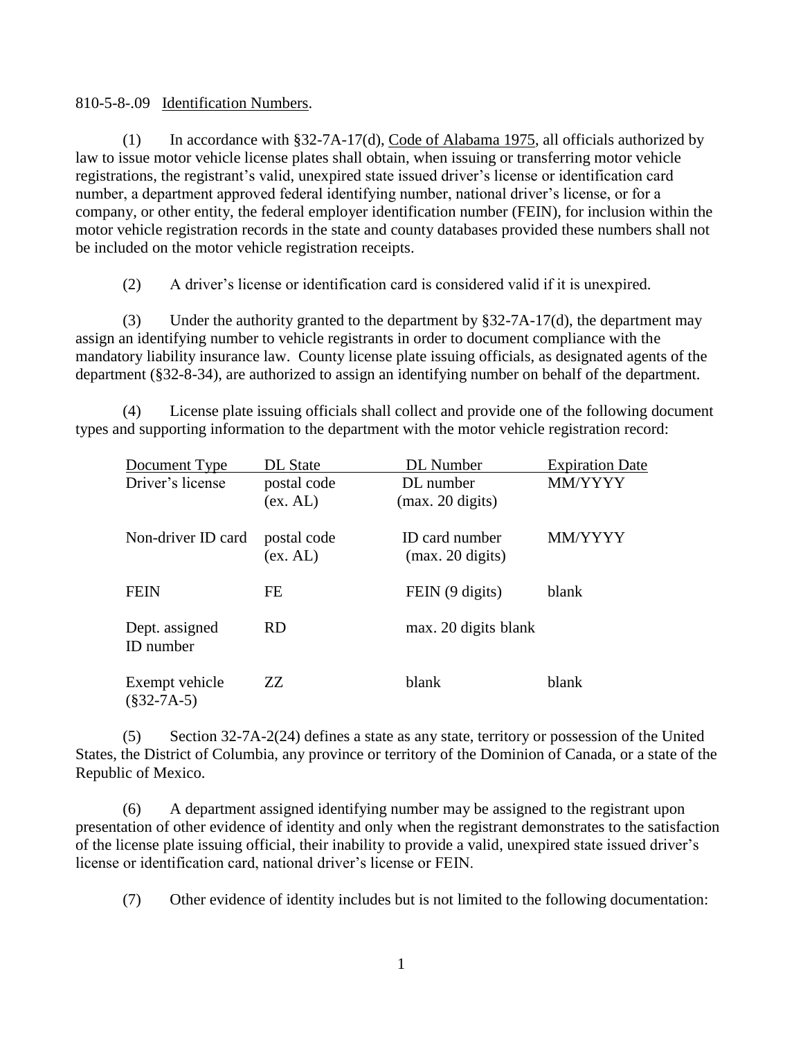810-5-8-.09 Identification Numbers.

(1) In accordance with §32-7A-17(d), Code of Alabama 1975, all officials authorized by law to issue motor vehicle license plates shall obtain, when issuing or transferring motor vehicle registrations, the registrant's valid, unexpired state issued driver's license or identification card number, a department approved federal identifying number, national driver's license, or for a company, or other entity, the federal employer identification number (FEIN), for inclusion within the motor vehicle registration records in the state and county databases provided these numbers shall not be included on the motor vehicle registration receipts.

(2) A driver's license or identification card is considered valid if it is unexpired.

(3) Under the authority granted to the department by §32-7A-17(d), the department may assign an identifying number to vehicle registrants in order to document compliance with the mandatory liability insurance law. County license plate issuing officials, as designated agents of the department (§32-8-34), are authorized to assign an identifying number on behalf of the department.

(4) License plate issuing officials shall collect and provide one of the following document types and supporting information to the department with the motor vehicle registration record:

| Document Type | DL State | DL Number | Expiration Date |
|---|---|---|---|
| Driver's license | postal code (ex. AL) | DL number (max. 20 digits) | MM/YYYY |
| Non-driver ID card | postal code (ex. AL) | ID card number (max. 20 digits) | MM/YYYY |
| FEIN | FE | FEIN (9 digits) | blank |
| Dept. assigned ID number | RD | max. 20 digits | blank |
| Exempt vehicle (§32-7A-5) | ZZ | blank | blank |

(5) Section 32-7A-2(24) defines a state as any state, territory or possession of the United States, the District of Columbia, any province or territory of the Dominion of Canada, or a state of the Republic of Mexico.

(6) A department assigned identifying number may be assigned to the registrant upon presentation of other evidence of identity and only when the registrant demonstrates to the satisfaction of the license plate issuing official, their inability to provide a valid, unexpired state issued driver's license or identification card, national driver's license or FEIN.

(7) Other evidence of identity includes but is not limited to the following documentation: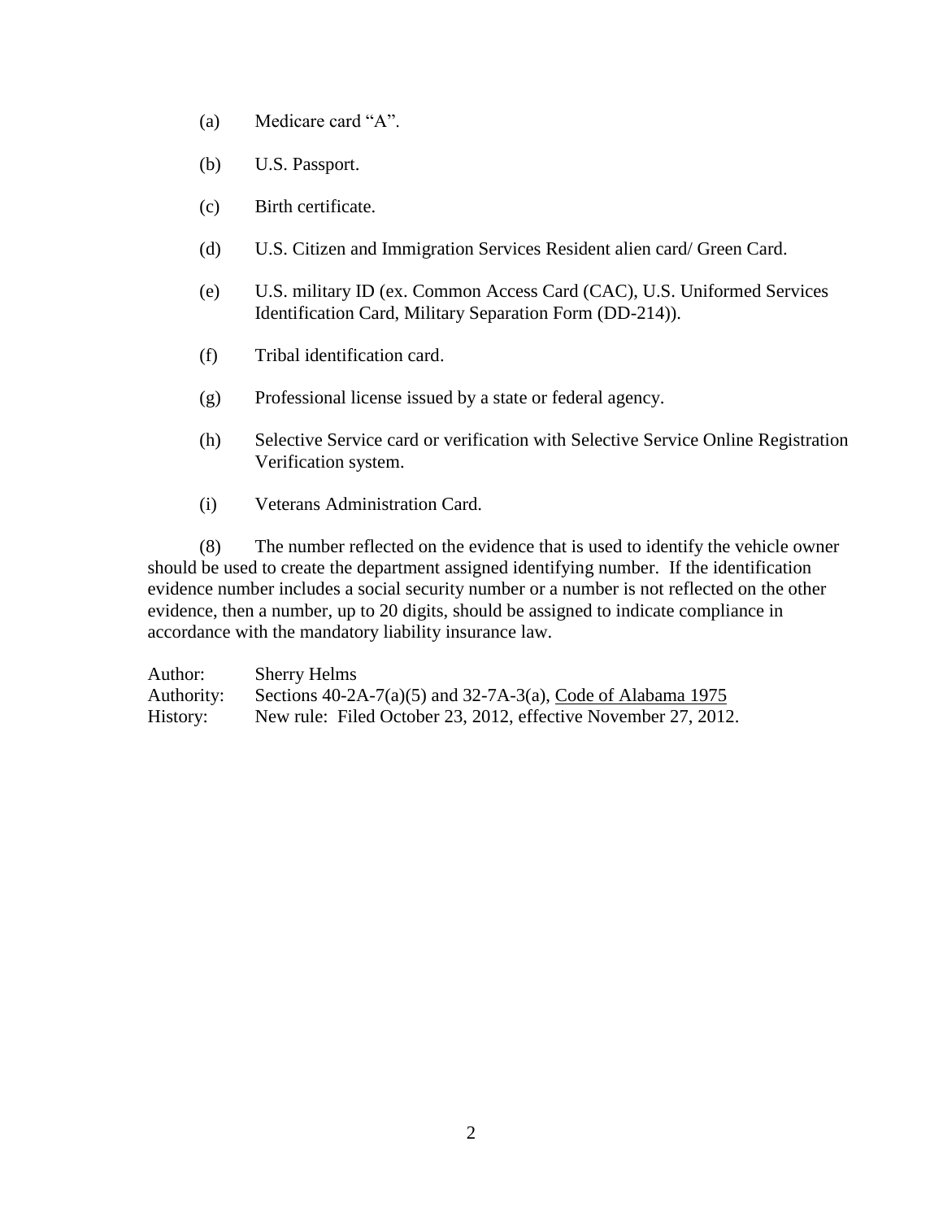(a) Medicare card "A".

(b) U.S. Passport.

(c) Birth certificate.

(d) U.S. Citizen and Immigration Services Resident alien card/ Green Card.

(e) U.S. military ID (ex. Common Access Card (CAC), U.S. Uniformed Services Identification Card, Military Separation Form (DD-214)).

(f) Tribal identification card.

(g) Professional license issued by a state or federal agency.

(h) Selective Service card or verification with Selective Service Online Registration Verification system.

(i) Veterans Administration Card.

(8) The number reflected on the evidence that is used to identify the vehicle owner should be used to create the department assigned identifying number. If the identification evidence number includes a social security number or a number is not reflected on the other evidence, then a number, up to 20 digits, should be assigned to indicate compliance in accordance with the mandatory liability insurance law.

Author: Sherry Helms
Authority: Sections 40-2A-7(a)(5) and 32-7A-3(a), Code of Alabama 1975
History: New rule: Filed October 23, 2012, effective November 27, 2012.